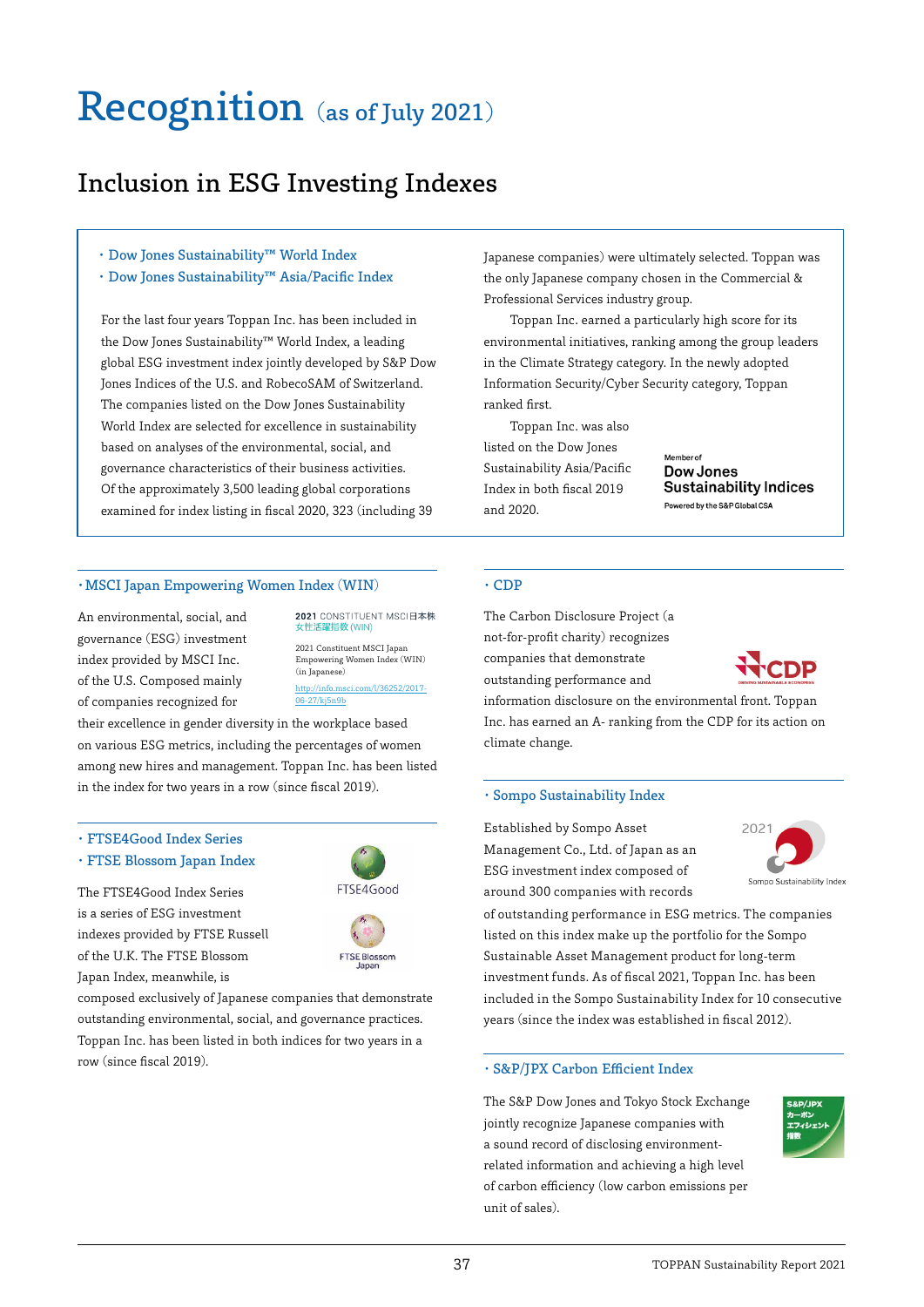# Recognition (as of July 2021)

## Inclusion in ESG Investing Indexes

### ・Dow Jones Sustainability™ World Index
### ・Dow Jones Sustainability™ Asia/Pacific Index

For the last four years Toppan Inc. has been included in the Dow Jones Sustainability™ World Index, a leading global ESG investment index jointly developed by S&P Dow Jones Indices of the U.S. and RobecoSAM of Switzerland. The companies listed on the Dow Jones Sustainability World Index are selected for excellence in sustainability based on analyses of the environmental, social, and governance characteristics of their business activities. Of the approximately 3,500 leading global corporations examined for index listing in fiscal 2020, 323 (including 39 Japanese companies) were ultimately selected. Toppan was the only Japanese company chosen in the Commercial & Professional Services industry group.

Toppan Inc. earned a particularly high score for its environmental initiatives, ranking among the group leaders in the Climate Strategy category. In the newly adopted Information Security/Cyber Security category, Toppan ranked first.

Toppan Inc. was also listed on the Dow Jones Sustainability Asia/Pacific Index in both fiscal 2019 and 2020.

Member of
Dow Jones
Sustainability Indices
Powered by the S&P Global CSA

### ・MSCI Japan Empowering Women Index (WIN)

2021 CONSTITUENT MSCI日本株女性活躍指数 (WIN)

2021 Constituent MSCI Japan Empowering Women Index (WIN) (in Japanese)
http://info.msci.com/l/36252/2017-06-27/kj5n9b

An environmental, social, and governance (ESG) investment index provided by MSCI Inc. of the U.S. Composed mainly of companies recognized for their excellence in gender diversity in the workplace based on various ESG metrics, including the percentages of women among new hires and management. Toppan Inc. has been listed in the index for two years in a row (since fiscal 2019).

### ・FTSE4Good Index Series
### ・FTSE Blossom Japan Index

FTSE4Good

FTSE Blossom Japan

The FTSE4Good Index Series is a series of ESG investment indexes provided by FTSE Russell of the U.K. The FTSE Blossom Japan Index, meanwhile, is composed exclusively of Japanese companies that demonstrate outstanding environmental, social, and governance practices. Toppan Inc. has been listed in both indices for two years in a row (since fiscal 2019).

### ・CDP

The Carbon Disclosure Project (a not-for-profit charity) recognizes companies that demonstrate outstanding performance and information disclosure on the environmental front. Toppan Inc. has earned an A- ranking from the CDP for its action on climate change.

### ・Sompo Sustainability Index

2021
Sompo Sustainability Index

Established by Sompo Asset Management Co., Ltd. of Japan as an ESG investment index composed of around 300 companies with records of outstanding performance in ESG metrics. The companies listed on this index make up the portfolio for the Sompo Sustainable Asset Management product for long-term investment funds. As of fiscal 2021, Toppan Inc. has been included in the Sompo Sustainability Index for 10 consecutive years (since the index was established in fiscal 2012).

### ・S&P/JPX Carbon Efficient Index

S&P/JPX カーボン エフィシェント 指数

The S&P Dow Jones and Tokyo Stock Exchange jointly recognize Japanese companies with a sound record of disclosing environment-related information and achieving a high level of carbon efficiency (low carbon emissions per unit of sales).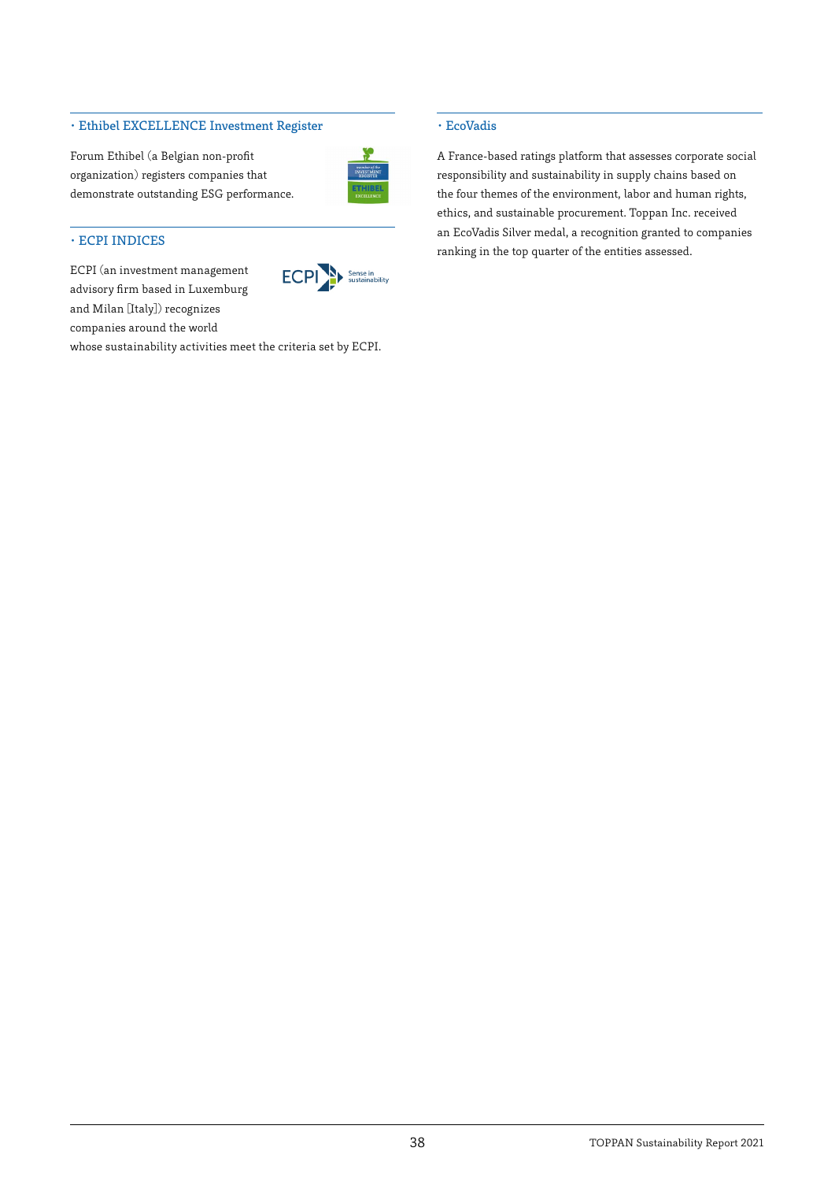### ・Ethibel EXCELLENCE Investment Register

Forum Ethibel (a Belgian non-profit organization) registers companies that demonstrate outstanding ESG performance.

### ・ECPI INDICES

ECPI (an investment management advisory firm based in Luxemburg and Milan [Italy]) recognizes companies around the world whose sustainability activities meet the criteria set by ECPI.

### ・EcoVadis

A France-based ratings platform that assesses corporate social responsibility and sustainability in supply chains based on the four themes of the environment, labor and human rights, ethics, and sustainable procurement. Toppan Inc. received an EcoVadis Silver medal, a recognition granted to companies ranking in the top quarter of the entities assessed.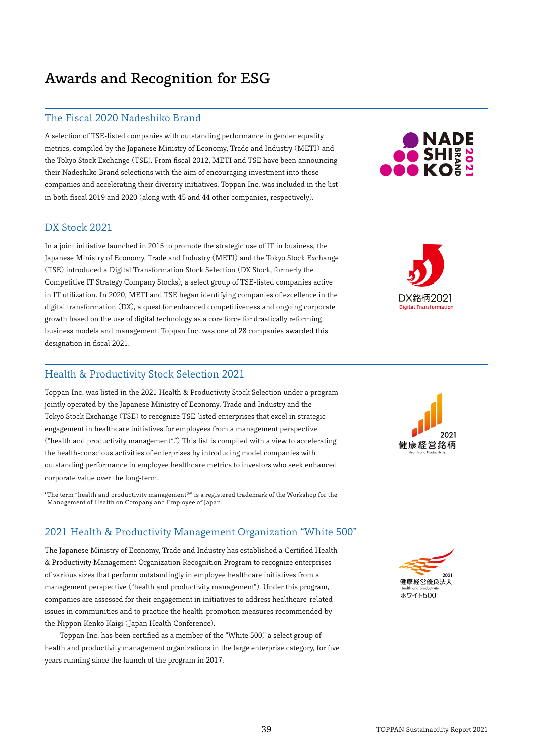# Awards and Recognition for ESG

## The Fiscal 2020 Nadeshiko Brand

A selection of TSE-listed companies with outstanding performance in gender equality metrics, compiled by the Japanese Ministry of Economy, Trade and Industry (METI) and the Tokyo Stock Exchange (TSE). From fiscal 2012, METI and TSE have been announcing their Nadeshiko Brand selections with the aim of encouraging investment into those companies and accelerating their diversity initiatives. Toppan Inc. was included in the list in both fiscal 2019 and 2020 (along with 45 and 44 other companies, respectively).

## DX Stock 2021

In a joint initiative launched in 2015 to promote the strategic use of IT in business, the Japanese Ministry of Economy, Trade and Industry (METI) and the Tokyo Stock Exchange (TSE) introduced a Digital Transformation Stock Selection (DX Stock, formerly the Competitive IT Strategy Company Stocks), a select group of TSE-listed companies active in IT utilization. In 2020, METI and TSE began identifying companies of excellence in the digital transformation (DX), a quest for enhanced competitiveness and ongoing corporate growth based on the use of digital technology as a core force for drastically reforming business models and management. Toppan Inc. was one of 28 companies awarded this designation in fiscal 2021.

## Health & Productivity Stock Selection 2021

Toppan Inc. was listed in the 2021 Health & Productivity Stock Selection under a program jointly operated by the Japanese Ministry of Economy, Trade and Industry and the Tokyo Stock Exchange (TSE) to recognize TSE-listed enterprises that excel in strategic engagement in healthcare initiatives for employees from a management perspective ("health and productivity management*.") This list is compiled with a view to accelerating the health-conscious activities of enterprises by introducing model companies with outstanding performance in employee healthcare metrics to investors who seek enhanced corporate value over the long-term.

*The term "health and productivity management®" is a registered trademark of the Workshop for the Management of Health on Company and Employee of Japan.

## 2021 Health & Productivity Management Organization "White 500"

The Japanese Ministry of Economy, Trade and Industry has established a Certified Health & Productivity Management Organization Recognition Program to recognize enterprises of various sizes that perform outstandingly in employee healthcare initiatives from a management perspective ("health and productivity management"). Under this program, companies are assessed for their engagement in initiatives to address healthcare-related issues in communities and to practice the health-promotion measures recommended by the Nippon Kenko Kaigi (Japan Health Conference).

Toppan Inc. has been certified as a member of the "White 500," a select group of health and productivity management organizations in the large enterprise category, for five years running since the launch of the program in 2017.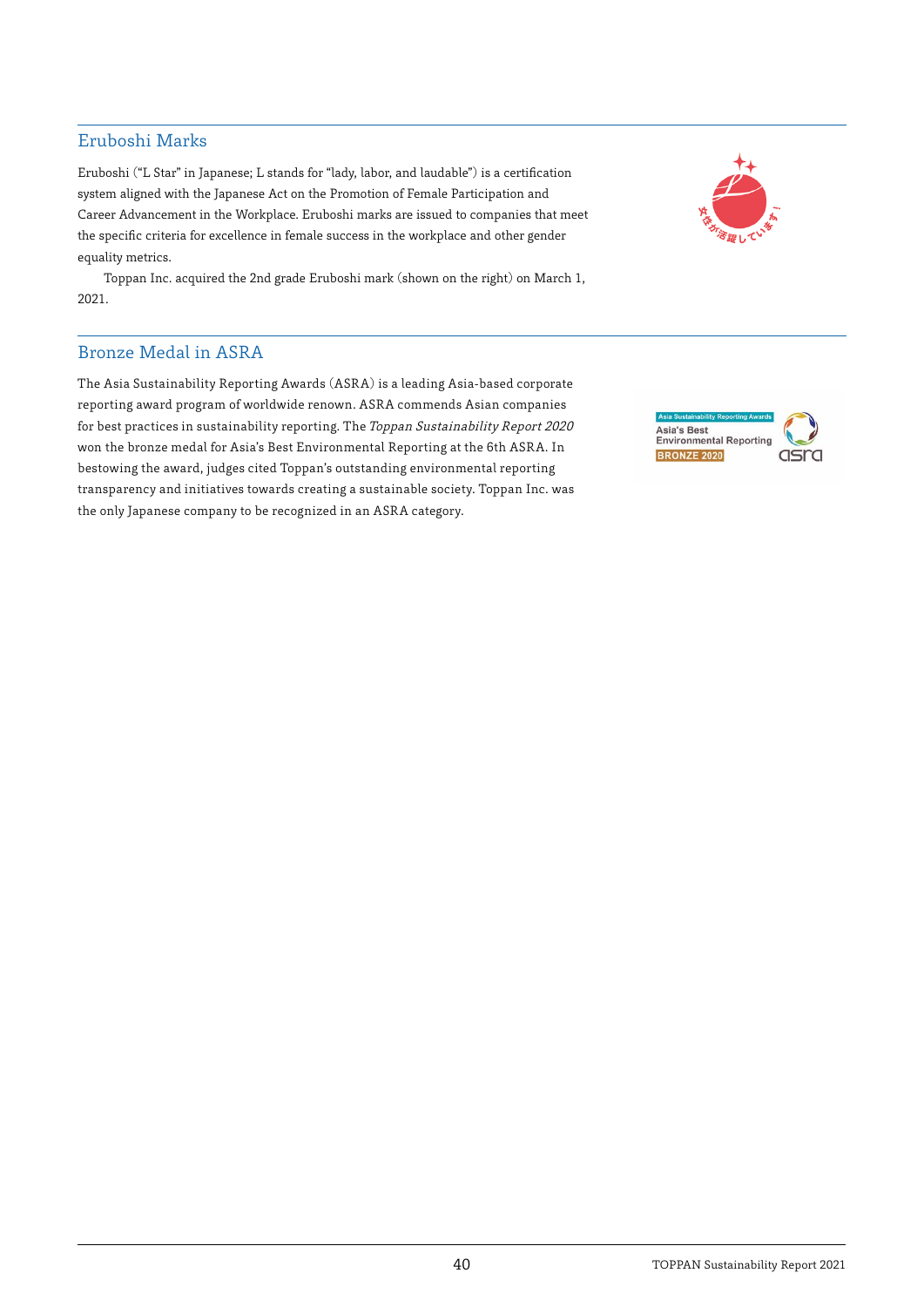## Eruboshi Marks

Eruboshi ("L Star" in Japanese; L stands for "lady, labor, and laudable") is a certification system aligned with the Japanese Act on the Promotion of Female Participation and Career Advancement in the Workplace. Eruboshi marks are issued to companies that meet the specific criteria for excellence in female success in the workplace and other gender equality metrics.

Toppan Inc. acquired the 2nd grade Eruboshi mark (shown on the right) on March 1, 2021.

## Bronze Medal in ASRA

The Asia Sustainability Reporting Awards (ASRA) is a leading Asia-based corporate reporting award program of worldwide renown. ASRA commends Asian companies for best practices in sustainability reporting. The *Toppan Sustainability Report 2020* won the bronze medal for Asia's Best Environmental Reporting at the 6th ASRA. In bestowing the award, judges cited Toppan's outstanding environmental reporting transparency and initiatives towards creating a sustainable society. Toppan Inc. was the only Japanese company to be recognized in an ASRA category.